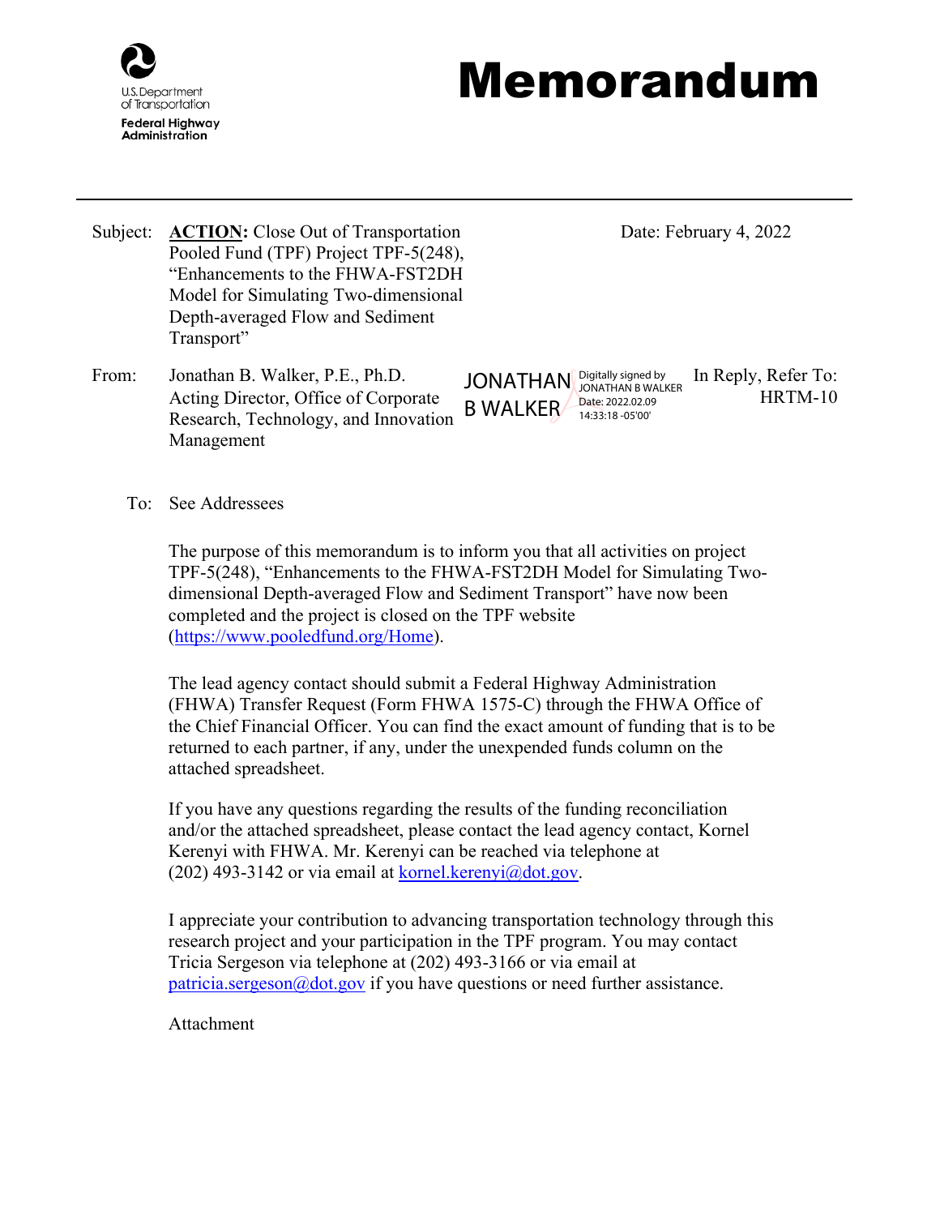U.S. Department of Transportation
**Federal Highway Administration**

# Memorandum

Subject: **ACTION:** Close Out of Transportation Pooled Fund (TPF) Project TPF-5(248), "Enhancements to the FHWA-FST2DH Model for Simulating Two-dimensional Depth-averaged Flow and Sediment Transport"

Date: February 4, 2022

From: Jonathan B. Walker, P.E., Ph.D.
Acting Director, Office of Corporate Research, Technology, and Innovation Management

JONATHAN B WALKER — Digitally signed by JONATHAN B WALKER Date: 2022.02.09 14:33:18 -05'00'

In Reply, Refer To: HRTM-10

To: See Addressees

The purpose of this memorandum is to inform you that all activities on project TPF-5(248), "Enhancements to the FHWA-FST2DH Model for Simulating Two-dimensional Depth-averaged Flow and Sediment Transport" have now been completed and the project is closed on the TPF website (https://www.pooledfund.org/Home).

The lead agency contact should submit a Federal Highway Administration (FHWA) Transfer Request (Form FHWA 1575-C) through the FHWA Office of the Chief Financial Officer. You can find the exact amount of funding that is to be returned to each partner, if any, under the unexpended funds column on the attached spreadsheet.

If you have any questions regarding the results of the funding reconciliation and/or the attached spreadsheet, please contact the lead agency contact, Kornel Kerenyi with FHWA. Mr. Kerenyi can be reached via telephone at (202) 493-3142 or via email at kornel.kerenyi@dot.gov.

I appreciate your contribution to advancing transportation technology through this research project and your participation in the TPF program. You may contact Tricia Sergeson via telephone at (202) 493-3166 or via email at patricia.sergeson@dot.gov if you have questions or need further assistance.

Attachment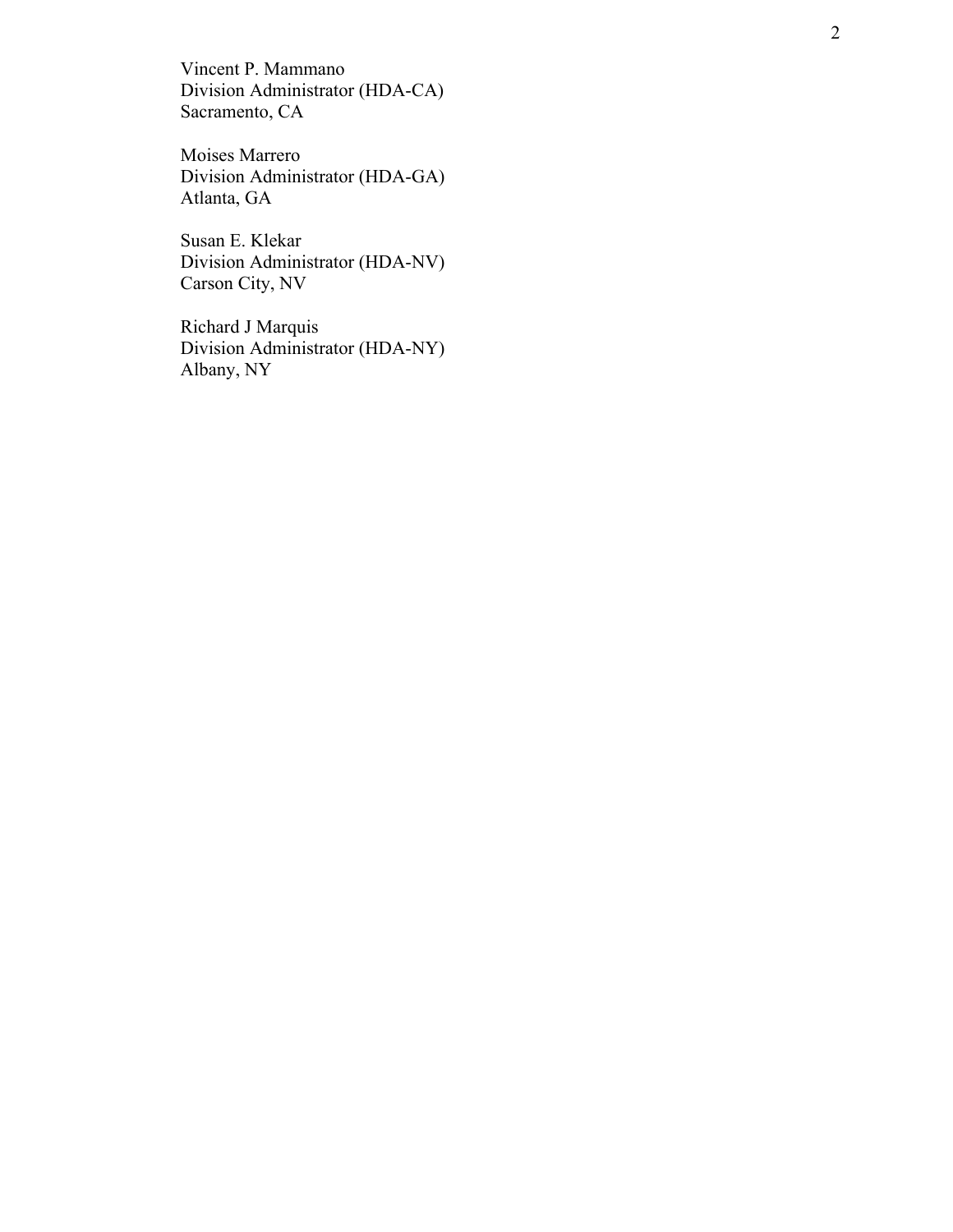Vincent P. Mammano
Division Administrator (HDA-CA)
Sacramento, CA

Moises Marrero
Division Administrator (HDA-GA)
Atlanta, GA

Susan E. Klekar
Division Administrator (HDA-NV)
Carson City, NV

Richard J Marquis
Division Administrator (HDA-NY)
Albany, NY